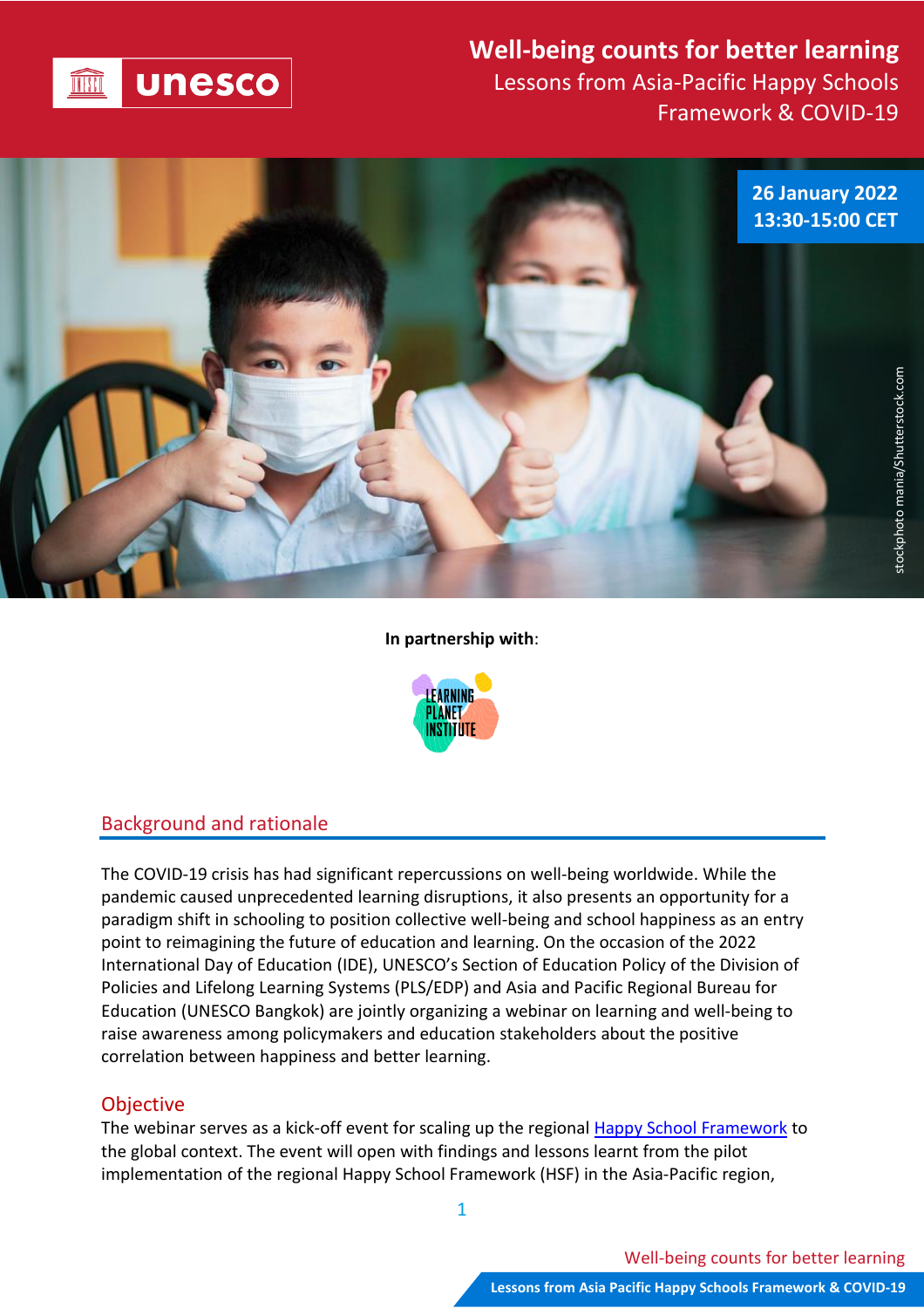# Well-being counts for better learning

## Lessons from Asia-Pacific Happy Schools Framework & COVID-19

**26 January 2022**
**13:30-15:00 CET**

stockphoto mania/Shutterstock.com

**In partnership with**:

LEARNING PLANET INSTITUTE

## Background and rationale

The COVID-19 crisis has had significant repercussions on well-being worldwide. While the pandemic caused unprecedented learning disruptions, it also presents an opportunity for a paradigm shift in schooling to position collective well-being and school happiness as an entry point to reimagining the future of education and learning. On the occasion of the 2022 International Day of Education (IDE), UNESCO's Section of Education Policy of the Division of Policies and Lifelong Learning Systems (PLS/EDP) and Asia and Pacific Regional Bureau for Education (UNESCO Bangkok) are jointly organizing a webinar on learning and well-being to raise awareness among policymakers and education stakeholders about the positive correlation between happiness and better learning.

## Objective

The webinar serves as a kick-off event for scaling up the regional Happy School Framework to the global context. The event will open with findings and lessons learnt from the pilot implementation of the regional Happy School Framework (HSF) in the Asia-Pacific region,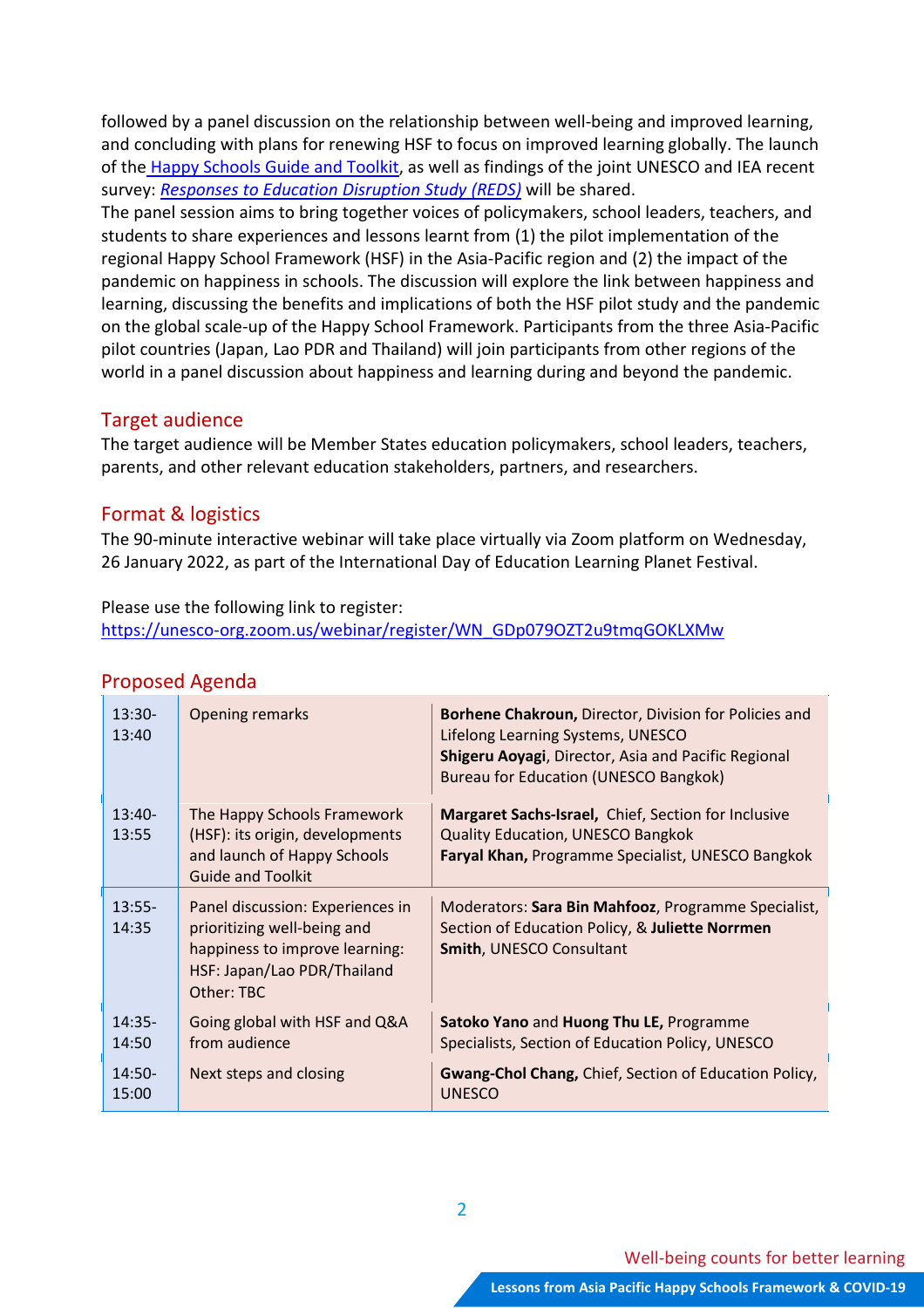followed by a panel discussion on the relationship between well-being and improved learning, and concluding with plans for renewing HSF to focus on improved learning globally. The launch of the [Happy Schools Guide and Toolkit](), as well as findings of the joint UNESCO and IEA recent survey: *[Responses to Education Disruption Study (REDS)]()* will be shared.

The panel session aims to bring together voices of policymakers, school leaders, teachers, and students to share experiences and lessons learnt from (1) the pilot implementation of the regional Happy School Framework (HSF) in the Asia-Pacific region and (2) the impact of the pandemic on happiness in schools. The discussion will explore the link between happiness and learning, discussing the benefits and implications of both the HSF pilot study and the pandemic on the global scale-up of the Happy School Framework. Participants from the three Asia-Pacific pilot countries (Japan, Lao PDR and Thailand) will join participants from other regions of the world in a panel discussion about happiness and learning during and beyond the pandemic.

## Target audience

The target audience will be Member States education policymakers, school leaders, teachers, parents, and other relevant education stakeholders, partners, and researchers.

## Format & logistics

The 90-minute interactive webinar will take place virtually via Zoom platform on Wednesday, 26 January 2022, as part of the International Day of Education Learning Planet Festival.

Please use the following link to register:
https://unesco-org.zoom.us/webinar/register/WN_GDp079OZT2u9tmqGOKLXMw

## Proposed Agenda

| | | |
|---|---|---|
| 13:30-13:40 | Opening remarks | **Borhene Chakroun,** Director, Division for Policies and Lifelong Learning Systems, UNESCO<br>**Shigeru Aoyagi**, Director, Asia and Pacific Regional Bureau for Education (UNESCO Bangkok) |
| 13:40-13:55 | The Happy Schools Framework (HSF): its origin, developments and launch of Happy Schools Guide and Toolkit | **Margaret Sachs-Israel,** Chief, Section for Inclusive Quality Education, UNESCO Bangkok<br>**Faryal Khan,** Programme Specialist, UNESCO Bangkok |
| 13:55-14:35 | Panel discussion: Experiences in prioritizing well-being and happiness to improve learning:<br>HSF: Japan/Lao PDR/Thailand<br>Other: TBC | Moderators: **Sara Bin Mahfooz**, Programme Specialist, Section of Education Policy, & **Juliette Norrmen Smith**, UNESCO Consultant |
| 14:35-14:50 | Going global with HSF and Q&A from audience | **Satoko Yano** and **Huong Thu LE,** Programme Specialists, Section of Education Policy, UNESCO |
| 14:50-15:00 | Next steps and closing | **Gwang-Chol Chang,** Chief, Section of Education Policy, UNESCO |